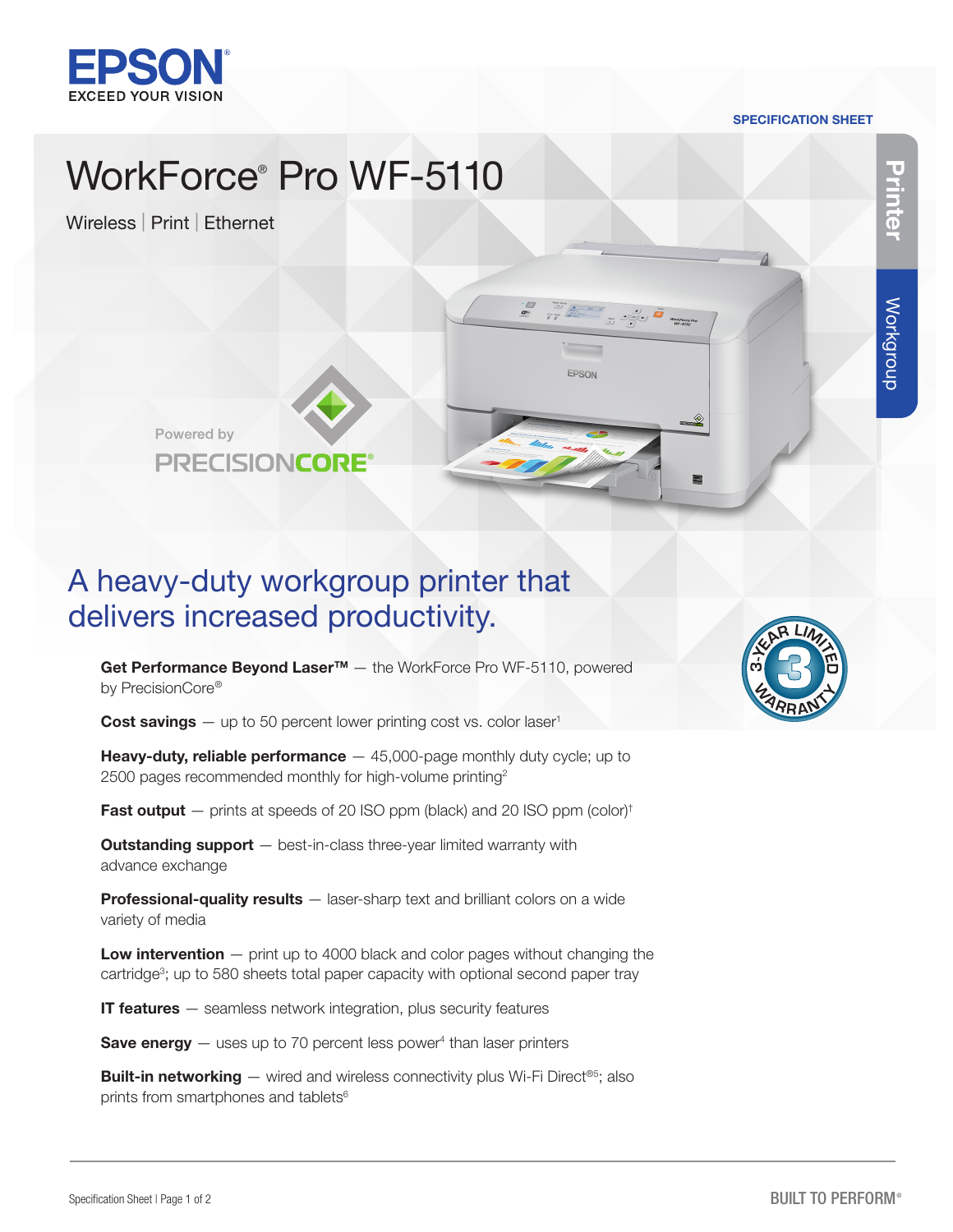EPSON
EXCEED YOUR VISION

SPECIFICATION SHEET

# WorkForce® Pro WF-5110

Wireless | Print | Ethernet

Printer | Workgroup

Powered by PRECISIONCORE®

## A heavy-duty workgroup printer that delivers increased productivity.

**Get Performance Beyond Laser™** — the WorkForce Pro WF-5110, powered by PrecisionCore®

**Cost savings** — up to 50 percent lower printing cost vs. color laser[1]

**Heavy-duty, reliable performance** — 45,000-page monthly duty cycle; up to 2500 pages recommended monthly for high-volume printing[2]

**Fast output** — prints at speeds of 20 ISO ppm (black) and 20 ISO ppm (color)[†]

**Outstanding support** — best-in-class three-year limited warranty with advance exchange

**Professional-quality results** — laser-sharp text and brilliant colors on a wide variety of media

**Low intervention** — print up to 4000 black and color pages without changing the cartridge[3]; up to 580 sheets total paper capacity with optional second paper tray

**IT features** — seamless network integration, plus security features

**Save energy** — uses up to 70 percent less power[4] than laser printers

**Built-in networking** — wired and wireless connectivity plus Wi-Fi Direct®[5]; also prints from smartphones and tablets[6]

3-YEAR LIMITED WARRANTY

BUILT TO PERFORM®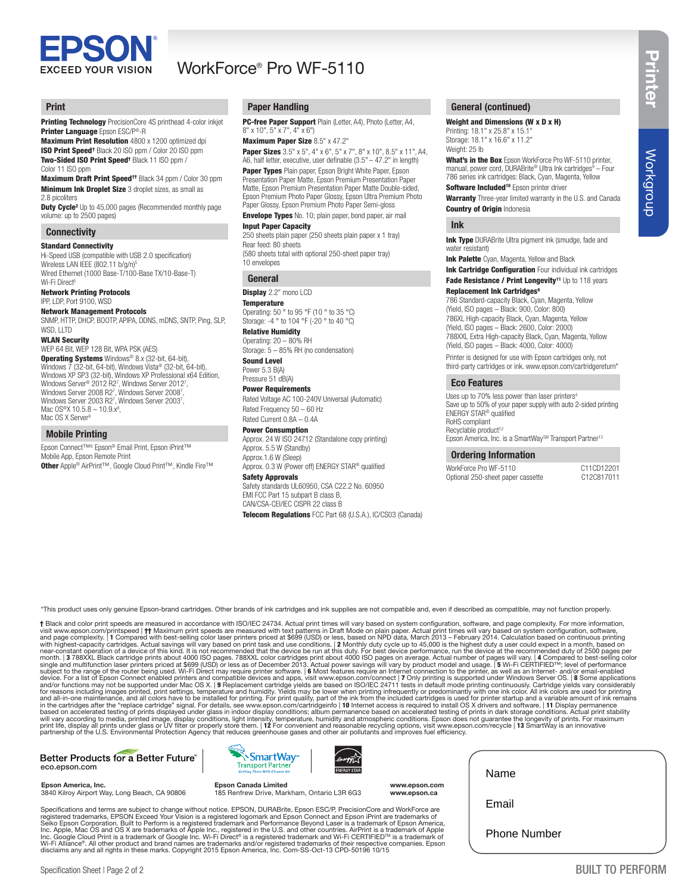# EPSON

EXCEED YOUR VISION

# WorkForce® Pro WF-5110

Printer

Workgroup

## Print

**Printing Technology** PrecisionCore 4S printhead 4-color inkjet

**Printer Language** Epson ESC/P®-R

**Maximum Print Resolution** 4800 x 1200 optimized dpi

**ISO Print Speed†** Black 20 ISO ppm / Color 20 ISO ppm

**Two-Sided ISO Print Speed†** Black 11 ISO ppm / Color 11 ISO ppm

**Maximum Draft Print Speed††** Black 34 ppm / Color 30 ppm

**Minimum Ink Droplet Size** 3 droplet sizes, as small as 2.8 picoliters

**Duty Cycle[2]** Up to 45,000 pages (Recommended monthly page volume: up to 2500 pages)

## Connectivity

**Standard Connectivity**

Hi-Speed USB (compatible with USB 2.0 specification)

Wireless LAN IEEE (802.11 b/g/n)[5]

Wired Ethernet (1000 Base-T/100-Base TX/10-Base-T)

Wi-Fi Direct[6]

**Network Printing Protocols**

IPP, LDP, Port 9100, WSD

**Network Management Protocols**

SNMP, HTTP, DHCP, BOOTP, APIPA, DDNS, mDNS, SNTP, Ping, SLP, WSD, LLTD

**WLAN Security**

WEP 64 Bit, WEP 128 Bit, WPA PSK (AES)

**Operating Systems** Windows® 8.x (32-bit, 64-bit), Windows 7 (32-bit, 64-bit), Windows Vista® (32-bit, 64-bit), Windows XP SP3 (32-bit), Windows XP Professional x64 Edition, Windows Server® 2012 R2[7], Windows Server 2012[7], Windows Server 2008 R2[7], Windows Server 2008[7], Windows Server 2003 R2[7], Windows Server 2003[7], Mac OS®X 10.5.8 – 10.9.x[8], Mac OS X Server[8]

## Mobile Printing

Epson Connect™[6] Epson® Email Print, Epson iPrint™ Mobile App, Epson Remote Print

**Other** Apple® AirPrint™, Google Cloud Print™, Kindle Fire™

## Paper Handling

**PC-free Paper Support** Plain (Letter, A4), Photo (Letter, A4, 8" x 10", 5" x 7", 4" x 6")

**Maximum Paper Size** 8.5" x 47.2"

**Paper Sizes** 3.5" x 5", 4" x 6", 5" x 7", 8" x 10", 8.5" x 11", A4, A6, half letter, executive, user definable (3.5" – 47.2" in length)

**Paper Types** Plain paper, Epson Bright White Paper, Epson Presentation Paper Matte, Epson Premium Presentation Paper Matte, Epson Premium Presentation Paper Matte Double-sided, Epson Premium Photo Paper Glossy, Epson Ultra Premium Photo Paper Glossy, Epson Premium Photo Paper Semi-gloss

**Envelope Types** No. 10; plain paper, bond paper, air mail

**Input Paper Capacity**

250 sheets plain paper (250 sheets plain paper x 1 tray)

Rear feed: 80 sheets

(580 sheets total with optional 250-sheet paper tray)

10 envelopes

## General

**Display** 2.2" mono LCD

**Temperature**

Operating: 50 ° to 95 °F (10 ° to 35 °C)

Storage: -4 ° to 104 °F (-20 ° to 40 °C)

**Relative Humidity**

Operating: 20 – 80% RH

Storage: 5 – 85% RH (no condensation)

**Sound Level**

Power 5.3 B(A)

Pressure 51 dB(A)

**Power Requirements**

Rated Voltage AC 100-240V Universal (Automatic)

Rated Frequency 50 – 60 Hz

Rated Current 0.8A – 0.4A

**Power Consumption**

Approx. 24 W ISO 24712 (Standalone copy printing)

Approx. 5.5 W (Standby)

Approx.1.6 W (Sleep)

Approx. 0.3 W (Power off) ENERGY STAR® qualified

**Safety Approvals**

Safety standards UL60950, CSA C22.2 No. 60950

EMI FCC Part 15 subpart B class B, CAN/CSA-CEI/IEC CISPR 22 class B

**Telecom Regulations** FCC Part 68 (U.S.A.), IC/CS03 (Canada)

## General (continued)

**Weight and Dimensions (W x D x H)**

Printing: 18.1" x 25.8" x 15.1"

Storage: 18.1" x 16.6" x 11.2"

Weight: 25 lb

**What's in the Box** Epson WorkForce Pro WF-5110 printer, manual, power cord, DURABrite® Ultra Ink cartridges[9] – Four 786 series ink cartridges: Black, Cyan, Magenta, Yellow

**Software Included[10]** Epson printer driver

**Warranty** Three-year limited warranty in the U.S. and Canada

**Country of Origin** Indonesia

## Ink

**Ink Type** DURABrite Ultra pigment ink (smudge, fade and water resistant)

**Ink Palette** Cyan, Magenta, Yellow and Black

**Ink Cartridge Configuration** Four individual ink cartridges

**Fade Resistance / Print Longevity[11]** Up to 118 years

**Replacement Ink Cartridges[9]**

786 Standard-capacity Black, Cyan, Magenta, Yellow (Yield, ISO pages – Black: 900, Color: 800)

786XL High-capacity Black, Cyan, Magenta, Yellow (Yield, ISO pages – Black: 2600, Color: 2000)

788XXL Extra High-capacity Black, Cyan, Magenta, Yellow (Yield, ISO pages – Black: 4000, Color: 4000)

Printer is designed for use with Epson cartridges only, not third-party cartridges or ink. www.epson.com/cartridgereturn*

## Eco Features

Uses up to 70% less power than laser printers[4]

Save up to 50% of your paper supply with auto 2-sided printing

ENERGY STAR® qualified

RoHS compliant

Recyclable product[12]

Epson America, Inc. is a SmartWay℠ Transport Partner[13]

## Ordering Information

| | |
|---|---|
| WorkForce Pro WF-5110 | C11CD12201 |
| Optional 250-sheet paper cassette | C12C817011 |

*This product uses only genuine Epson-brand cartridges. Other brands of ink cartridges and ink supplies are not compatible and, even if described as compatible, may not function properly.

**†** Black and color print speeds are measured in accordance with ISO/IEC 24734. Actual print times will vary based on system configuration, software, and page complexity. For more information, visit www.epson.com/printspeed | **††** Maximum print speeds are measured with text patterns in Draft Mode on plain paper. Actual print times will vary based on system configuration, software, and page complexity. | **1** Compared with best-selling color laser printers priced at $699 (USD) or less, based on NPD data, March 2013 – February 2014. Calculation based on continuous printing with higher-capacity cartridges. Actual savings will vary based on print task and use conditions. | **2** Monthly duty cycle up to 45,000 is the highest duty a user could expect in a month, based on near-constant operation of a device of this kind. It is not recommended that the device be run at this duty. For best device performance, run the device at the recommended duty of 2500 pages per month. | **3** 788XXL Black cartridge prints about 4000 ISO pages. 788XXL color cartridges print about 4000 ISO pages on average. Actual number of pages will vary. | **4** Compared to best-selling color single and multifunction laser printers priced at $699 (USD) or less as of December 2013. Actual power savings will vary by product model and usage. | **5** Wi-Fi CERTIFIED™; level of performance subject to the range of the router being used. Wi-Fi Direct may require printer software. | **6** Most features require an Internet connection to the printer, as well as an Internet- and/or email-enabled device. For a list of Epson Connect enabled printers and compatible devices and apps, visit www.epson.com/connect | **7** Only printing is supported under Windows Server OS. | **8** Some applications and/or functions may not be supported under Mac OS X. | **9** Replacement cartridge yields are based on ISO/IEC 24711 tests in default mode printing continuously. Cartridge yields vary considerably for reasons including images printed, print settings, temperature and humidity. Yields may be lower when printing infrequently or predominantly with one ink color. All ink colors are used for printing and all-in-one maintenance, and all colors have to be installed for printing. For print quality, part of the ink from the included cartridges is used for printer startup and a variable amount of ink remains in the cartridges after the "replace cartridge" signal. For details, see www.epson.com/cartridgeinfo | **10** Internet access is required to install OS X drivers and software. | **11** Display permanence based on accelerated testing of prints displayed under glass in indoor display conditions; album permanence based on accelerated testing of prints in dark storage conditions. Actual print stability will vary according to media, printed image, display conditions, light intensity, temperature, humidity and atmospheric conditions. Epson does not guarantee the longevity of prints. For maximum print life, display all prints under glass or UV filter or properly store them. | **12** For convenient and reasonable recycling options, visit www.epson.com/recycle | **13** SmartWay is an innovative partnership of the U.S. Environmental Protection Agency that reduces greenhouse gases and other air pollutants and improves fuel efficiency.

Better Products for a Better Future™
eco.epson.com

SmartWay™ Transport Partner

ENERGY STAR

**Epson America, Inc.**
3840 Kilroy Airport Way, Long Beach, CA 90806

**Epson Canada Limited**
185 Renfrew Drive, Markham, Ontario L3R 6G3

**www.epson.com**
**www.epson.ca**

Name

Email

Phone Number

Specifications and terms are subject to change without notice. EPSON, DURABrite, Epson ESC/P, PrecisionCore and WorkForce are registered trademarks, EPSON Exceed Your Vision is a registered logomark and Epson Connect and Epson iPrint are trademarks of Seiko Epson Corporation. Built to Perform is a registered trademark and Performance Beyond Laser is a trademark of Epson America, Inc. Apple, Mac OS and OS X are trademarks of Apple Inc., registered in the U.S. and other countries. AirPrint is a trademark of Apple Inc. Google Cloud Print is a trademark of Google Inc. Wi-Fi Direct® is a registered trademark and Wi-Fi CERTIFIED™ is a trademark of Wi-Fi Alliance®. All other product and brand names are trademarks and/or registered trademarks of their respective companies. Epson disclaims any and all rights in these marks. Copyright 2015 Epson America, Inc. Com-SS-Oct-13 CPD-50196 10/15

BUILT TO PERFORM